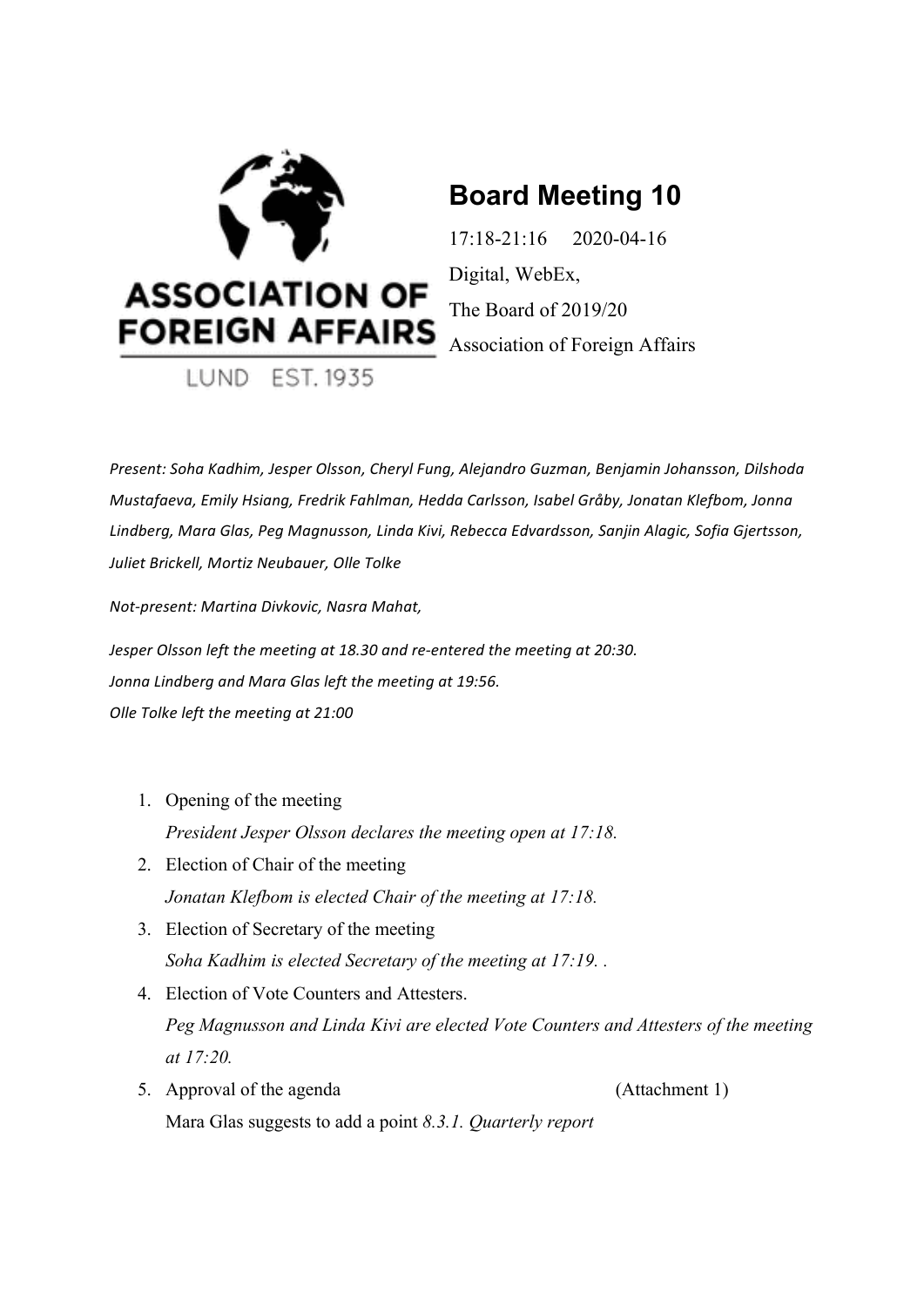ASSOCIATION OF FOREIGN AFFAIRS

LUND EST. 1935

# Board Meeting 10

17:18-21:16 2020-04-16

Digital, WebEx,

The Board of 2019/20

Association of Foreign Affairs

*Present: Soha Kadhim, Jesper Olsson, Cheryl Fung, Alejandro Guzman, Benjamin Johansson, Dilshoda Mustafaeva, Emily Hsiang, Fredrik Fahlman, Hedda Carlsson, Isabel Gråby, Jonatan Klefbom, Jonna Lindberg, Mara Glas, Peg Magnusson, Linda Kivi, Rebecca Edvardsson, Sanjin Alagic, Sofia Gjertsson, Juliet Brickell, Mortiz Neubauer, Olle Tolke*

*Not-present: Martina Divkovic, Nasra Mahat,*

*Jesper Olsson left the meeting at 18.30 and re-entered the meeting at 20:30.*

*Jonna Lindberg and Mara Glas left the meeting at 19:56.*

*Olle Tolke left the meeting at 21:00*

1. Opening of the meeting

   *President Jesper Olsson declares the meeting open at 17:18.*
2. Election of Chair of the meeting

   *Jonatan Klefbom is elected Chair of the meeting at 17:18.*
3. Election of Secretary of the meeting

   *Soha Kadhim is elected Secretary of the meeting at 17:19. .*
4. Election of Vote Counters and Attesters.

   *Peg Magnusson and Linda Kivi are elected Vote Counters and Attesters of the meeting at 17:20.*
5. Approval of the agenda (Attachment 1)

   Mara Glas suggests to add a point *8.3.1. Quarterly report*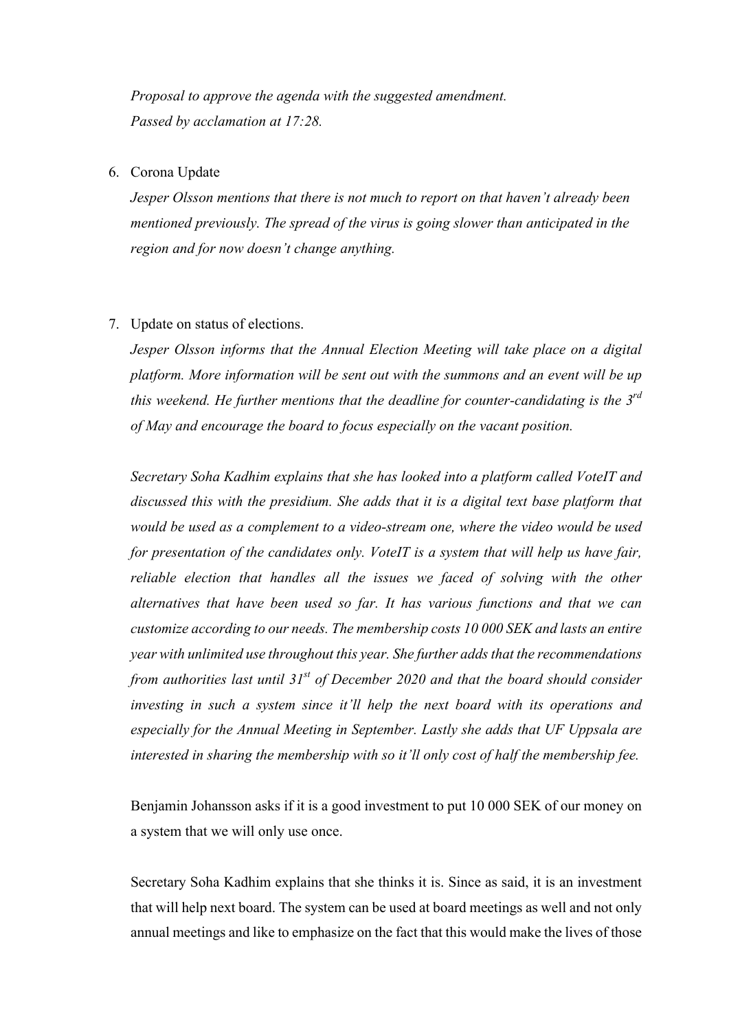*Proposal to approve the agenda with the suggested amendment.*
*Passed by acclamation at 17:28.*

6. Corona Update

   *Jesper Olsson mentions that there is not much to report on that haven't already been mentioned previously. The spread of the virus is going slower than anticipated in the region and for now doesn't change anything.*

7. Update on status of elections.

   *Jesper Olsson informs that the Annual Election Meeting will take place on a digital platform. More information will be sent out with the summons and an event will be up this weekend. He further mentions that the deadline for counter-candidating is the 3rd of May and encourage the board to focus especially on the vacant position.*

   *Secretary Soha Kadhim explains that she has looked into a platform called VoteIT and discussed this with the presidium. She adds that it is a digital text base platform that would be used as a complement to a video-stream one, where the video would be used for presentation of the candidates only. VoteIT is a system that will help us have fair, reliable election that handles all the issues we faced of solving with the other alternatives that have been used so far. It has various functions and that we can customize according to our needs. The membership costs 10 000 SEK and lasts an entire year with unlimited use throughout this year. She further adds that the recommendations from authorities last until 31st of December 2020 and that the board should consider investing in such a system since it'll help the next board with its operations and especially for the Annual Meeting in September. Lastly she adds that UF Uppsala are interested in sharing the membership with so it'll only cost of half the membership fee.*

   Benjamin Johansson asks if it is a good investment to put 10 000 SEK of our money on a system that we will only use once.

   Secretary Soha Kadhim explains that she thinks it is. Since as said, it is an investment that will help next board. The system can be used at board meetings as well and not only annual meetings and like to emphasize on the fact that this would make the lives of those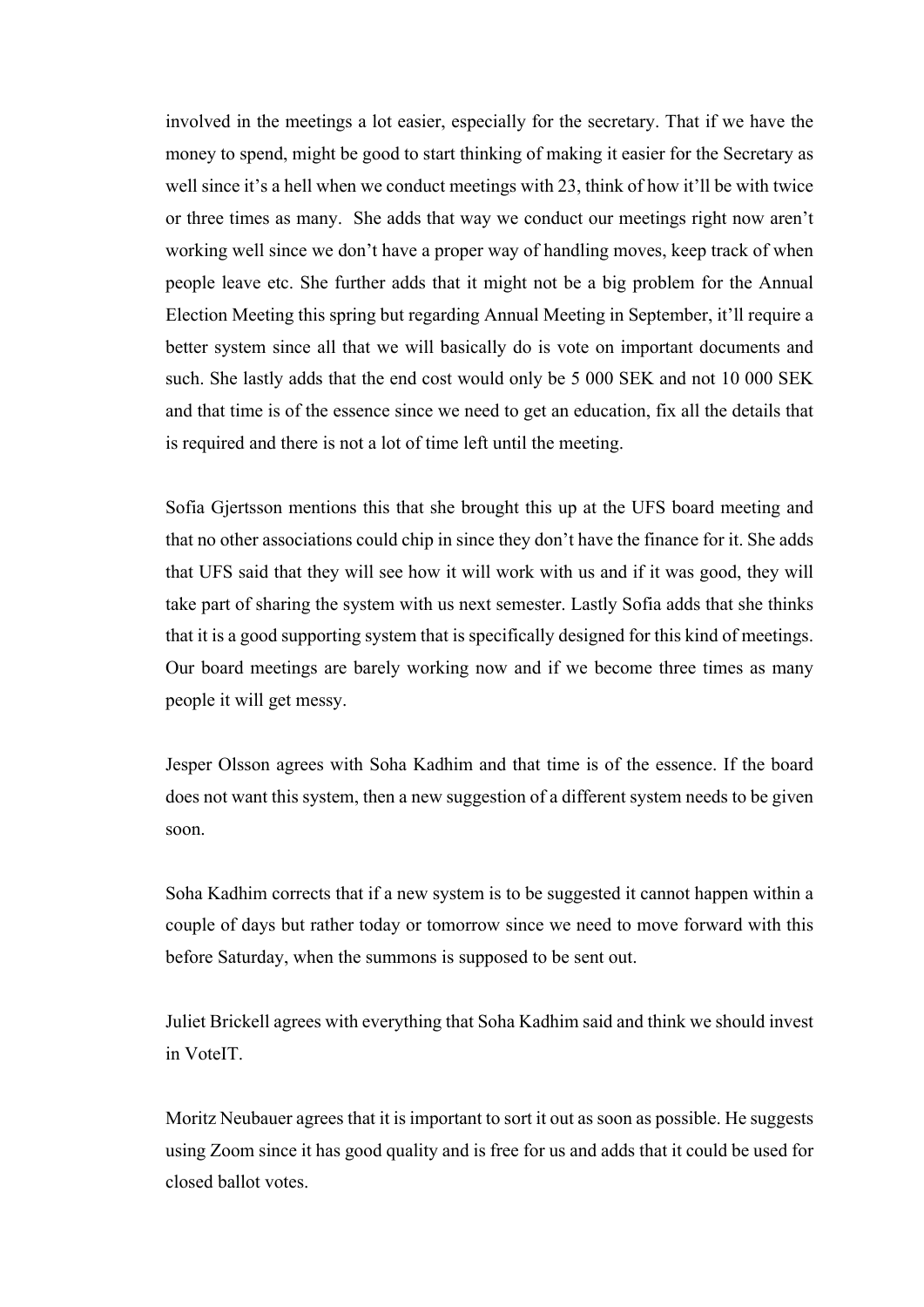involved in the meetings a lot easier, especially for the secretary. That if we have the money to spend, might be good to start thinking of making it easier for the Secretary as well since it's a hell when we conduct meetings with 23, think of how it'll be with twice or three times as many.  She adds that way we conduct our meetings right now aren't working well since we don't have a proper way of handling moves, keep track of when people leave etc. She further adds that it might not be a big problem for the Annual Election Meeting this spring but regarding Annual Meeting in September, it'll require a better system since all that we will basically do is vote on important documents and such. She lastly adds that the end cost would only be 5 000 SEK and not 10 000 SEK and that time is of the essence since we need to get an education, fix all the details that is required and there is not a lot of time left until the meeting.

Sofia Gjertsson mentions this that she brought this up at the UFS board meeting and that no other associations could chip in since they don't have the finance for it. She adds that UFS said that they will see how it will work with us and if it was good, they will take part of sharing the system with us next semester. Lastly Sofia adds that she thinks that it is a good supporting system that is specifically designed for this kind of meetings. Our board meetings are barely working now and if we become three times as many people it will get messy.

Jesper Olsson agrees with Soha Kadhim and that time is of the essence. If the board does not want this system, then a new suggestion of a different system needs to be given soon.

Soha Kadhim corrects that if a new system is to be suggested it cannot happen within a couple of days but rather today or tomorrow since we need to move forward with this before Saturday, when the summons is supposed to be sent out.

Juliet Brickell agrees with everything that Soha Kadhim said and think we should invest in VoteIT.

Moritz Neubauer agrees that it is important to sort it out as soon as possible. He suggests using Zoom since it has good quality and is free for us and adds that it could be used for closed ballot votes.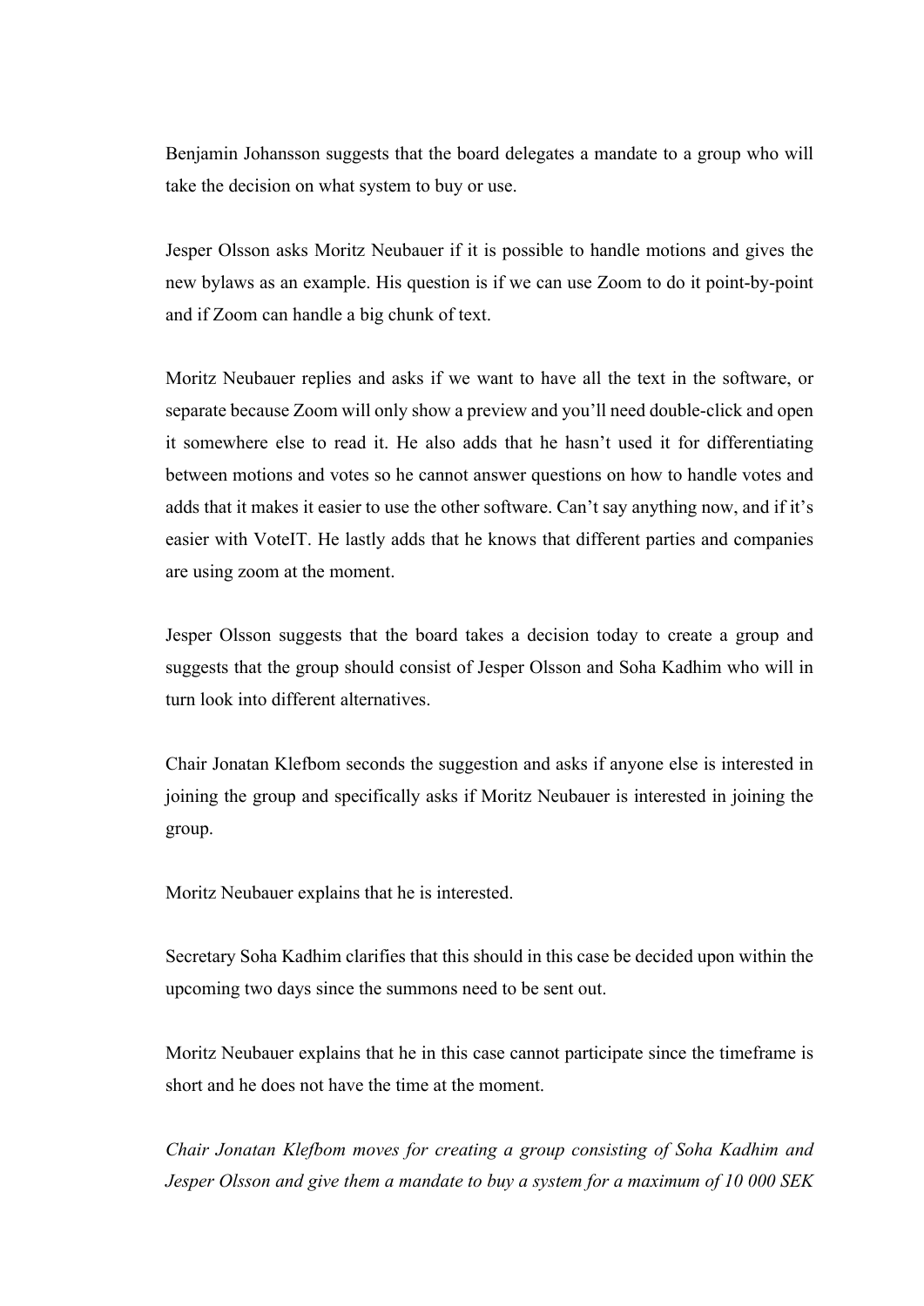Benjamin Johansson suggests that the board delegates a mandate to a group who will take the decision on what system to buy or use.

Jesper Olsson asks Moritz Neubauer if it is possible to handle motions and gives the new bylaws as an example. His question is if we can use Zoom to do it point-by-point and if Zoom can handle a big chunk of text.

Moritz Neubauer replies and asks if we want to have all the text in the software, or separate because Zoom will only show a preview and you'll need double-click and open it somewhere else to read it. He also adds that he hasn't used it for differentiating between motions and votes so he cannot answer questions on how to handle votes and adds that it makes it easier to use the other software. Can't say anything now, and if it's easier with VoteIT. He lastly adds that he knows that different parties and companies are using zoom at the moment.

Jesper Olsson suggests that the board takes a decision today to create a group and suggests that the group should consist of Jesper Olsson and Soha Kadhim who will in turn look into different alternatives.

Chair Jonatan Klefbom seconds the suggestion and asks if anyone else is interested in joining the group and specifically asks if Moritz Neubauer is interested in joining the group.

Moritz Neubauer explains that he is interested.

Secretary Soha Kadhim clarifies that this should in this case be decided upon within the upcoming two days since the summons need to be sent out.

Moritz Neubauer explains that he in this case cannot participate since the timeframe is short and he does not have the time at the moment.

*Chair Jonatan Klefbom moves for creating a group consisting of Soha Kadhim and Jesper Olsson and give them a mandate to buy a system for a maximum of 10 000 SEK*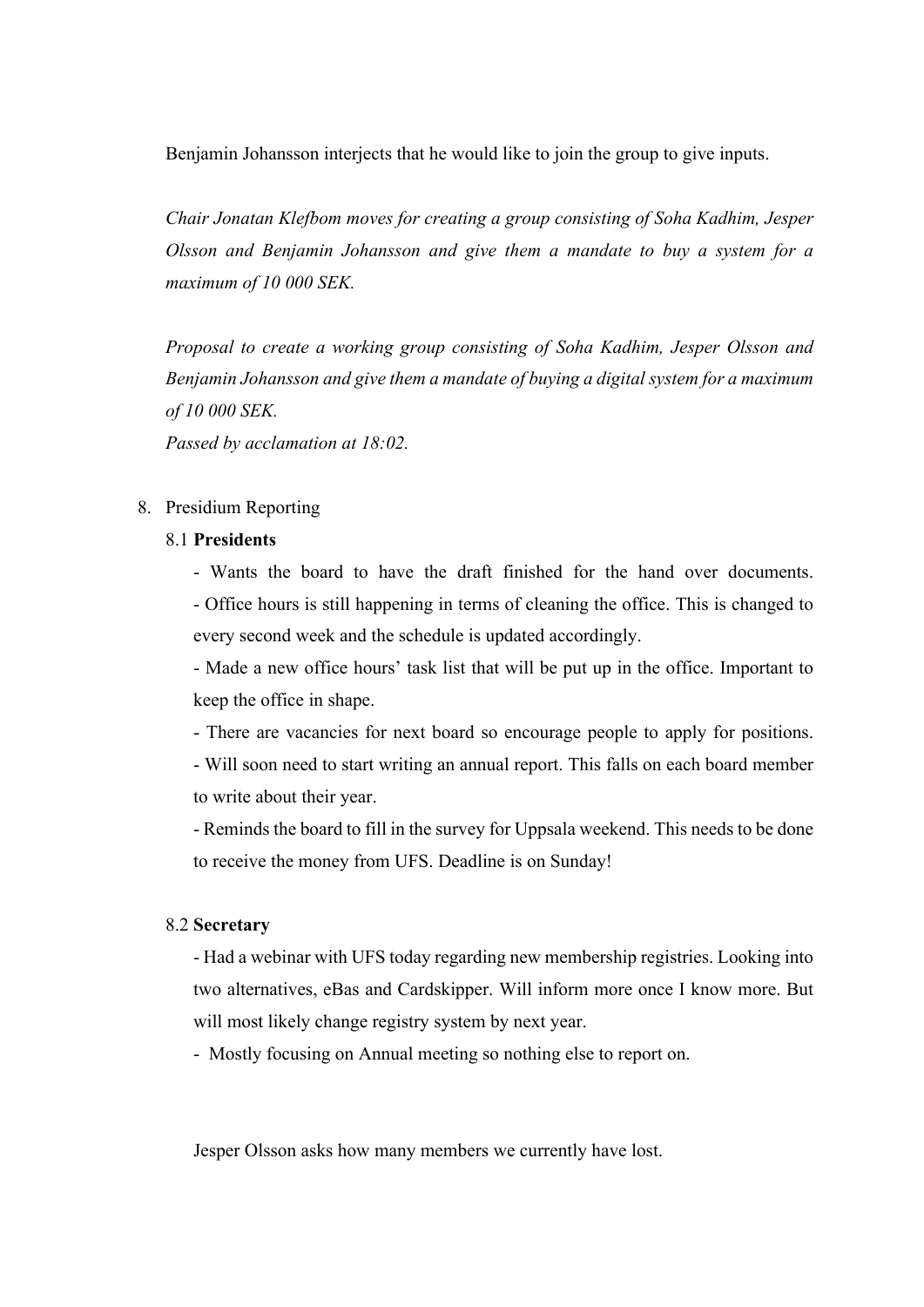Benjamin Johansson interjects that he would like to join the group to give inputs.

*Chair Jonatan Klefbom moves for creating a group consisting of Soha Kadhim, Jesper Olsson and Benjamin Johansson and give them a mandate to buy a system for a maximum of 10 000 SEK.*

*Proposal to create a working group consisting of Soha Kadhim, Jesper Olsson and Benjamin Johansson and give them a mandate of buying a digital system for a maximum of 10 000 SEK.*
*Passed by acclamation at 18:02.*

8. Presidium Reporting

8.1 **Presidents**

- Wants the board to have the draft finished for the hand over documents.
- Office hours is still happening in terms of cleaning the office. This is changed to every second week and the schedule is updated accordingly.
- Made a new office hours' task list that will be put up in the office. Important to keep the office in shape.
- There are vacancies for next board so encourage people to apply for positions.
- Will soon need to start writing an annual report. This falls on each board member to write about their year.
- Reminds the board to fill in the survey for Uppsala weekend. This needs to be done to receive the money from UFS. Deadline is on Sunday!

8.2 **Secretary**

- Had a webinar with UFS today regarding new membership registries. Looking into two alternatives, eBas and Cardskipper. Will inform more once I know more. But will most likely change registry system by next year.
- Mostly focusing on Annual meeting so nothing else to report on.

Jesper Olsson asks how many members we currently have lost.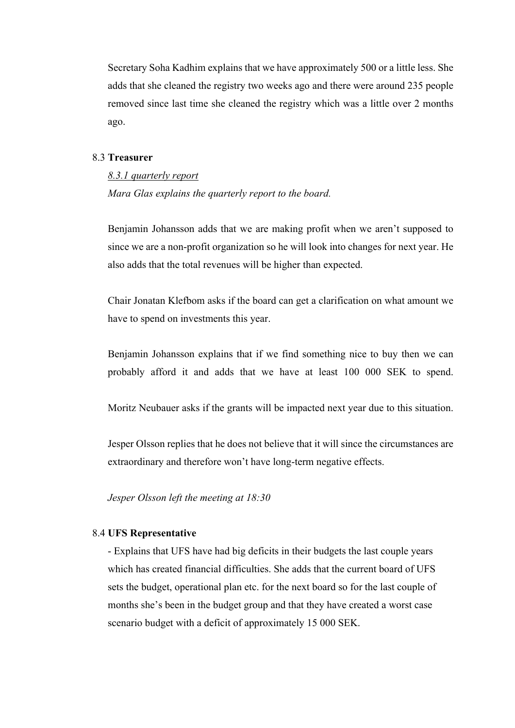Secretary Soha Kadhim explains that we have approximately 500 or a little less. She adds that she cleaned the registry two weeks ago and there were around 235 people removed since last time she cleaned the registry which was a little over 2 months ago.

8.3 **Treasurer**

*8.3.1 quarterly report*

*Mara Glas explains the quarterly report to the board.*

Benjamin Johansson adds that we are making profit when we aren't supposed to since we are a non-profit organization so he will look into changes for next year. He also adds that the total revenues will be higher than expected.

Chair Jonatan Klefbom asks if the board can get a clarification on what amount we have to spend on investments this year.

Benjamin Johansson explains that if we find something nice to buy then we can probably afford it and adds that we have at least 100 000 SEK to spend.

Moritz Neubauer asks if the grants will be impacted next year due to this situation.

Jesper Olsson replies that he does not believe that it will since the circumstances are extraordinary and therefore won't have long-term negative effects.

*Jesper Olsson left the meeting at 18:30*

8.4 **UFS Representative**

- Explains that UFS have had big deficits in their budgets the last couple years which has created financial difficulties. She adds that the current board of UFS sets the budget, operational plan etc. for the next board so for the last couple of months she's been in the budget group and that they have created a worst case scenario budget with a deficit of approximately 15 000 SEK.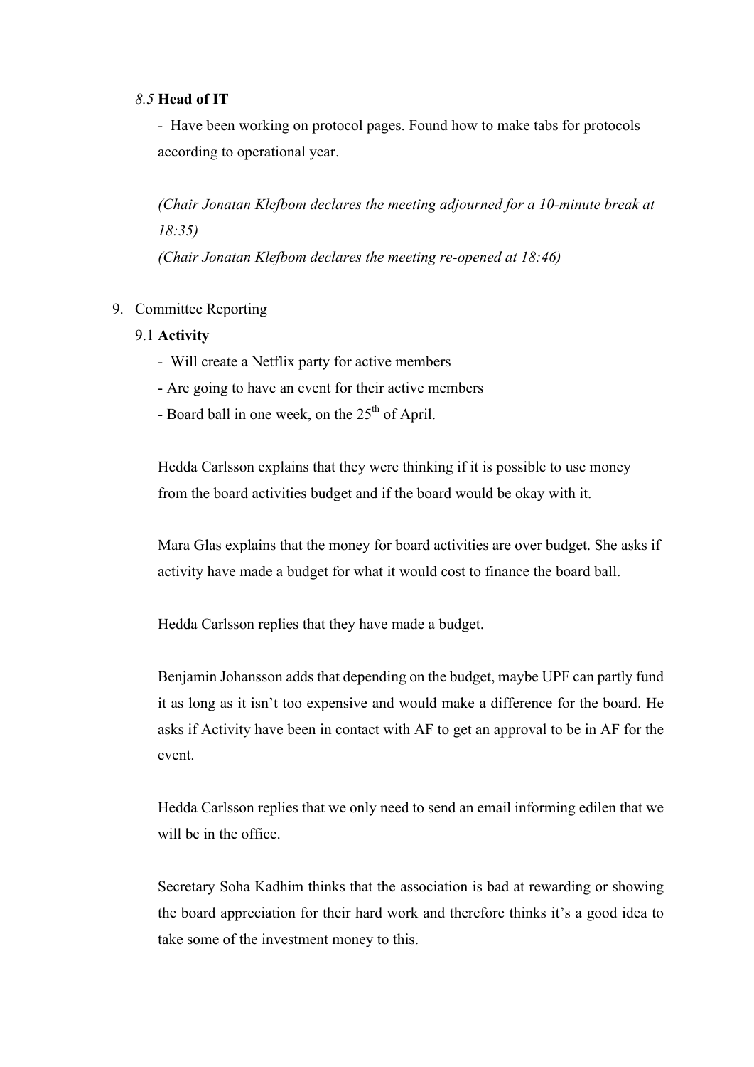*8.5* **Head of IT**

- Have been working on protocol pages. Found how to make tabs for protocols according to operational year.

*(Chair Jonatan Klefbom declares the meeting adjourned for a 10-minute break at 18:35)*
*(Chair Jonatan Klefbom declares the meeting re-opened at 18:46)*

9. Committee Reporting

9.1 **Activity**

- Will create a Netflix party for active members
- Are going to have an event for their active members
- Board ball in one week, on the 25th of April.

Hedda Carlsson explains that they were thinking if it is possible to use money from the board activities budget and if the board would be okay with it.

Mara Glas explains that the money for board activities are over budget. She asks if activity have made a budget for what it would cost to finance the board ball.

Hedda Carlsson replies that they have made a budget.

Benjamin Johansson adds that depending on the budget, maybe UPF can partly fund it as long as it isn't too expensive and would make a difference for the board. He asks if Activity have been in contact with AF to get an approval to be in AF for the event.

Hedda Carlsson replies that we only need to send an email informing edilen that we will be in the office.

Secretary Soha Kadhim thinks that the association is bad at rewarding or showing the board appreciation for their hard work and therefore thinks it's a good idea to take some of the investment money to this.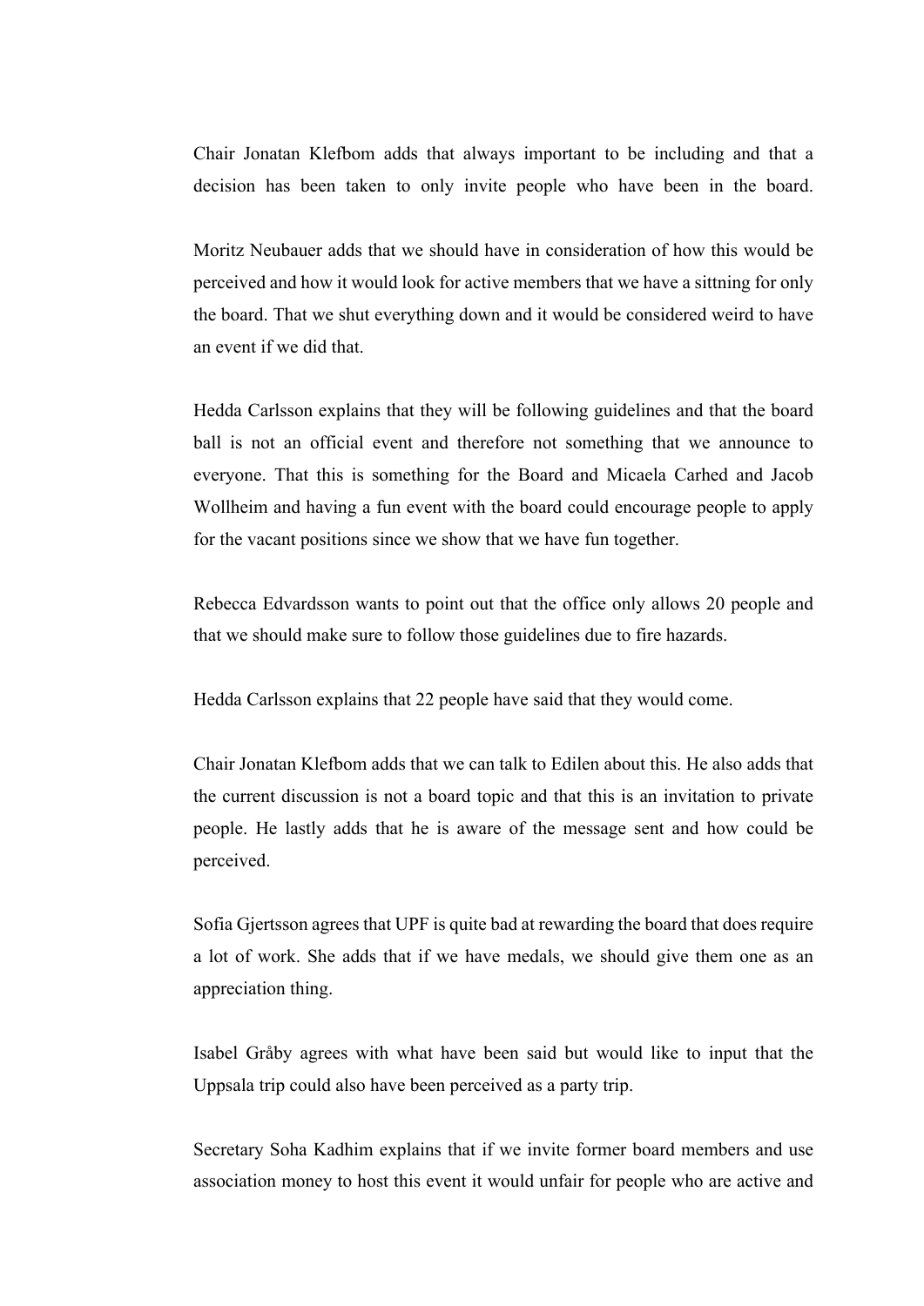Chair Jonatan Klefbom adds that always important to be including and that a decision has been taken to only invite people who have been in the board.

Moritz Neubauer adds that we should have in consideration of how this would be perceived and how it would look for active members that we have a sittning for only the board. That we shut everything down and it would be considered weird to have an event if we did that.

Hedda Carlsson explains that they will be following guidelines and that the board ball is not an official event and therefore not something that we announce to everyone. That this is something for the Board and Micaela Carhed and Jacob Wollheim and having a fun event with the board could encourage people to apply for the vacant positions since we show that we have fun together.

Rebecca Edvardsson wants to point out that the office only allows 20 people and that we should make sure to follow those guidelines due to fire hazards.

Hedda Carlsson explains that 22 people have said that they would come.

Chair Jonatan Klefbom adds that we can talk to Edilen about this. He also adds that the current discussion is not a board topic and that this is an invitation to private people. He lastly adds that he is aware of the message sent and how could be perceived.

Sofia Gjertsson agrees that UPF is quite bad at rewarding the board that does require a lot of work. She adds that if we have medals, we should give them one as an appreciation thing.

Isabel Gråby agrees with what have been said but would like to input that the Uppsala trip could also have been perceived as a party trip.

Secretary Soha Kadhim explains that if we invite former board members and use association money to host this event it would unfair for people who are active and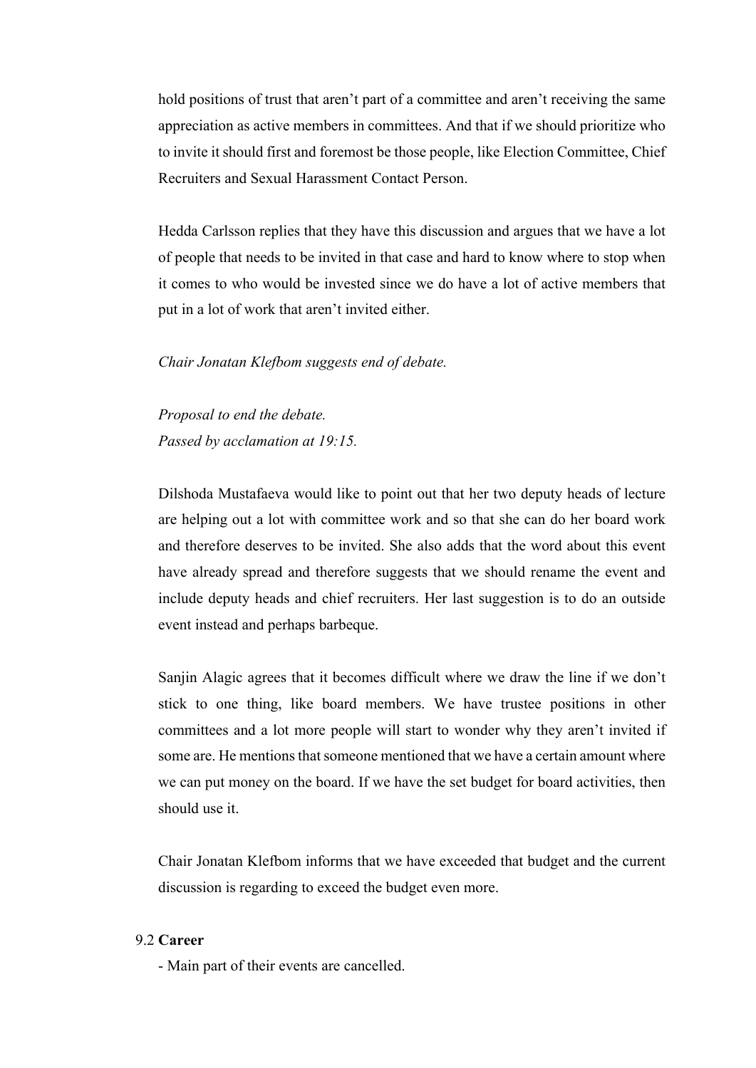hold positions of trust that aren't part of a committee and aren't receiving the same appreciation as active members in committees. And that if we should prioritize who to invite it should first and foremost be those people, like Election Committee, Chief Recruiters and Sexual Harassment Contact Person.

Hedda Carlsson replies that they have this discussion and argues that we have a lot of people that needs to be invited in that case and hard to know where to stop when it comes to who would be invested since we do have a lot of active members that put in a lot of work that aren't invited either.

*Chair Jonatan Klefbom suggests end of debate.*

*Proposal to end the debate.*
*Passed by acclamation at 19:15.*

Dilshoda Mustafaeva would like to point out that her two deputy heads of lecture are helping out a lot with committee work and so that she can do her board work and therefore deserves to be invited. She also adds that the word about this event have already spread and therefore suggests that we should rename the event and include deputy heads and chief recruiters. Her last suggestion is to do an outside event instead and perhaps barbeque.

Sanjin Alagic agrees that it becomes difficult where we draw the line if we don't stick to one thing, like board members. We have trustee positions in other committees and a lot more people will start to wonder why they aren't invited if some are. He mentions that someone mentioned that we have a certain amount where we can put money on the board. If we have the set budget for board activities, then should use it.

Chair Jonatan Klefbom informs that we have exceeded that budget and the current discussion is regarding to exceed the budget even more.

9.2 **Career**

- Main part of their events are cancelled.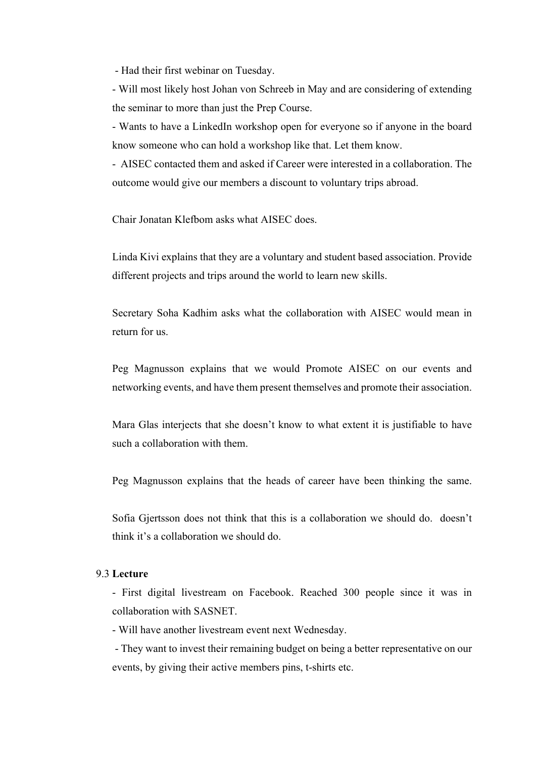- Had their first webinar on Tuesday.
- Will most likely host Johan von Schreeb in May and are considering of extending the seminar to more than just the Prep Course.
- Wants to have a LinkedIn workshop open for everyone so if anyone in the board know someone who can hold a workshop like that. Let them know.
- AISEC contacted them and asked if Career were interested in a collaboration. The outcome would give our members a discount to voluntary trips abroad.

Chair Jonatan Klefbom asks what AISEC does.

Linda Kivi explains that they are a voluntary and student based association. Provide different projects and trips around the world to learn new skills.

Secretary Soha Kadhim asks what the collaboration with AISEC would mean in return for us.

Peg Magnusson explains that we would Promote AISEC on our events and networking events, and have them present themselves and promote their association.

Mara Glas interjects that she doesn't know to what extent it is justifiable to have such a collaboration with them.

Peg Magnusson explains that the heads of career have been thinking the same.

Sofia Gjertsson does not think that this is a collaboration we should do. doesn't think it's a collaboration we should do.

9.3 **Lecture**

- First digital livestream on Facebook. Reached 300 people since it was in collaboration with SASNET.
- Will have another livestream event next Wednesday.
- They want to invest their remaining budget on being a better representative on our events, by giving their active members pins, t-shirts etc.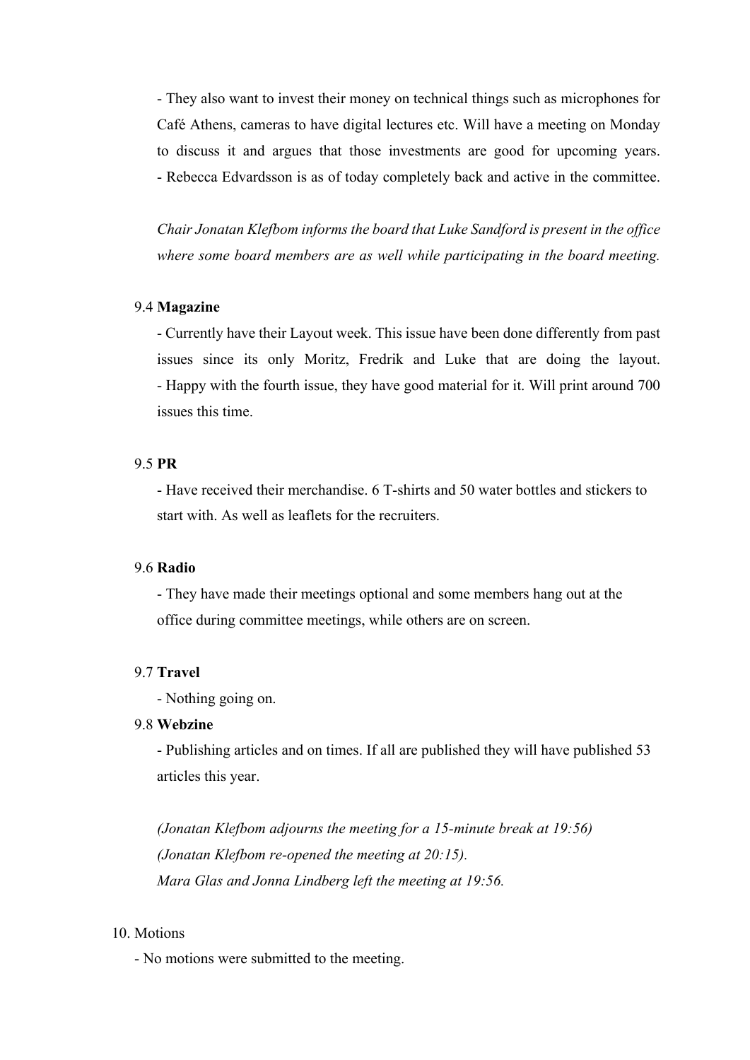- They also want to invest their money on technical things such as microphones for Café Athens, cameras to have digital lectures etc. Will have a meeting on Monday to discuss it and argues that those investments are good for upcoming years.
- Rebecca Edvardsson is as of today completely back and active in the committee.

*Chair Jonatan Klefbom informs the board that Luke Sandford is present in the office where some board members are as well while participating in the board meeting.*

9.4 **Magazine**

- Currently have their Layout week. This issue have been done differently from past issues since its only Moritz, Fredrik and Luke that are doing the layout.
- Happy with the fourth issue, they have good material for it. Will print around 700 issues this time.

9.5 **PR**

- Have received their merchandise. 6 T-shirts and 50 water bottles and stickers to start with. As well as leaflets for the recruiters.

9.6 **Radio**

- They have made their meetings optional and some members hang out at the office during committee meetings, while others are on screen.

9.7 **Travel**

- Nothing going on.

9.8 **Webzine**

- Publishing articles and on times. If all are published they will have published 53 articles this year.

*(Jonatan Klefbom adjourns the meeting for a 15-minute break at 19:56)*
*(Jonatan Klefbom re-opened the meeting at 20:15).*
*Mara Glas and Jonna Lindberg left the meeting at 19:56.*

10. Motions

- No motions were submitted to the meeting.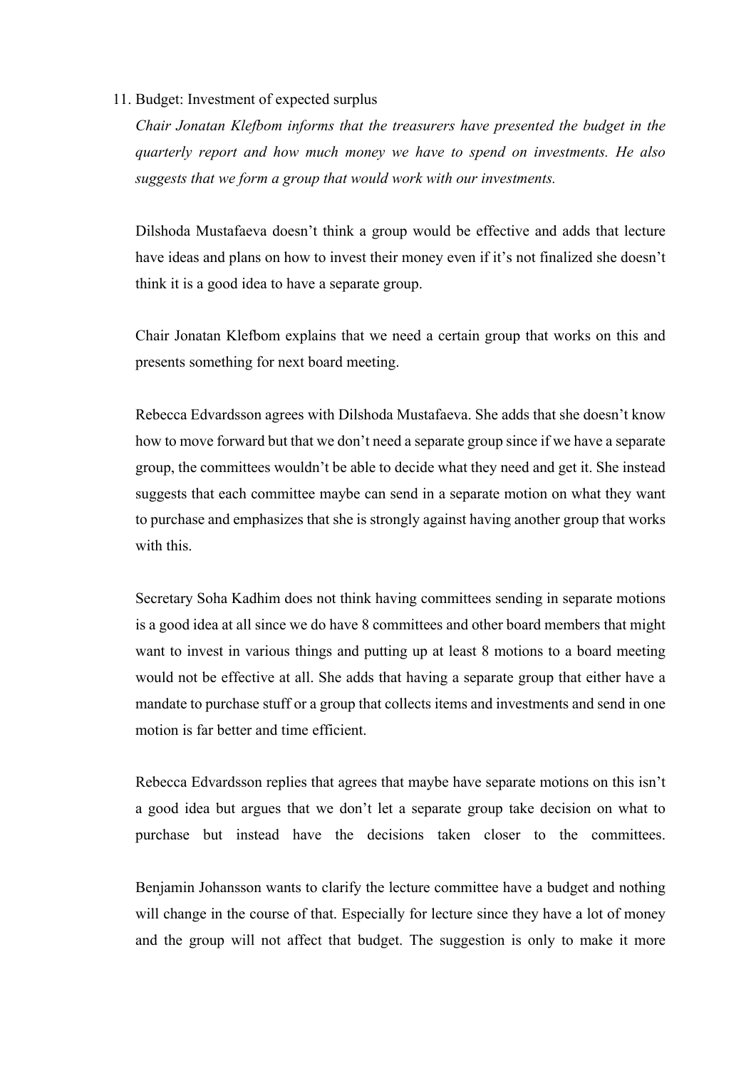11. Budget: Investment of expected surplus

*Chair Jonatan Klefbom informs that the treasurers have presented the budget in the quarterly report and how much money we have to spend on investments. He also suggests that we form a group that would work with our investments.*

Dilshoda Mustafaeva doesn't think a group would be effective and adds that lecture have ideas and plans on how to invest their money even if it's not finalized she doesn't think it is a good idea to have a separate group.

Chair Jonatan Klefbom explains that we need a certain group that works on this and presents something for next board meeting.

Rebecca Edvardsson agrees with Dilshoda Mustafaeva. She adds that she doesn't know how to move forward but that we don't need a separate group since if we have a separate group, the committees wouldn't be able to decide what they need and get it. She instead suggests that each committee maybe can send in a separate motion on what they want to purchase and emphasizes that she is strongly against having another group that works with this.

Secretary Soha Kadhim does not think having committees sending in separate motions is a good idea at all since we do have 8 committees and other board members that might want to invest in various things and putting up at least 8 motions to a board meeting would not be effective at all. She adds that having a separate group that either have a mandate to purchase stuff or a group that collects items and investments and send in one motion is far better and time efficient.

Rebecca Edvardsson replies that agrees that maybe have separate motions on this isn't a good idea but argues that we don't let a separate group take decision on what to purchase but instead have the decisions taken closer to the committees.

Benjamin Johansson wants to clarify the lecture committee have a budget and nothing will change in the course of that. Especially for lecture since they have a lot of money and the group will not affect that budget. The suggestion is only to make it more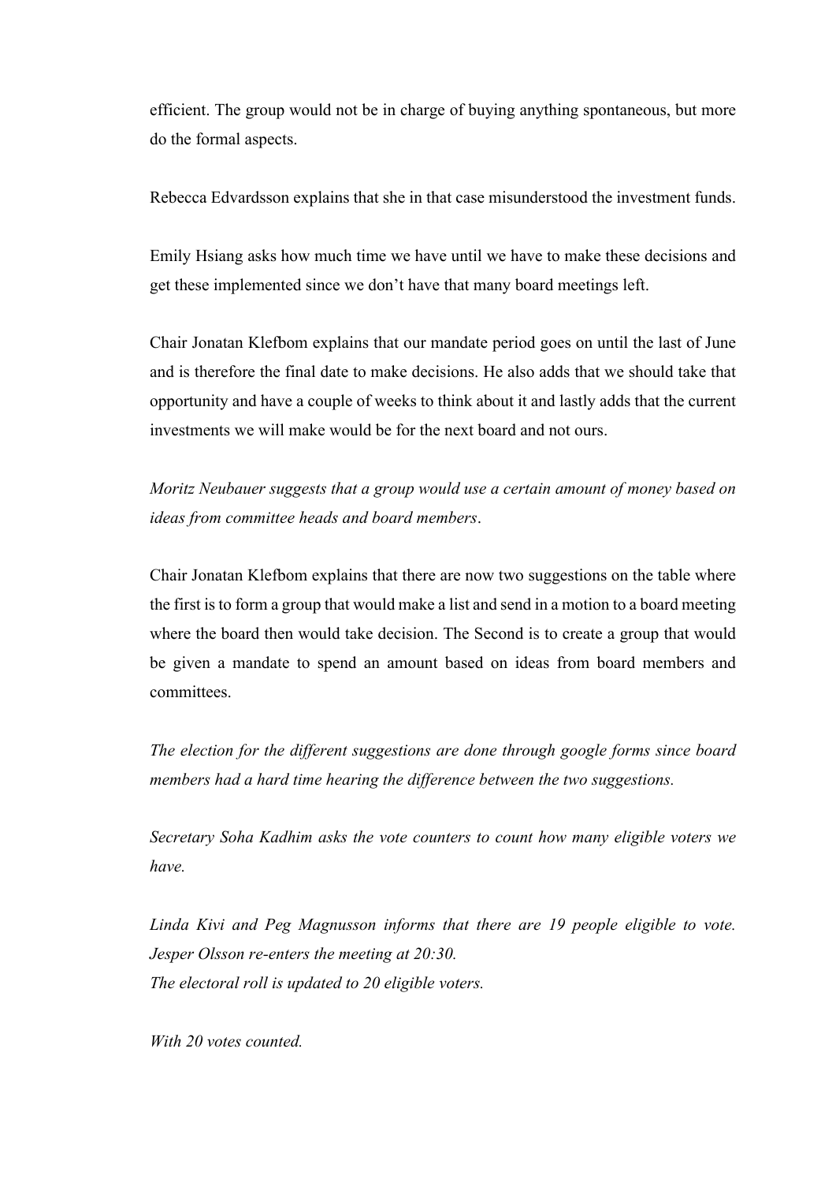efficient. The group would not be in charge of buying anything spontaneous, but more do the formal aspects.

Rebecca Edvardsson explains that she in that case misunderstood the investment funds.

Emily Hsiang asks how much time we have until we have to make these decisions and get these implemented since we don't have that many board meetings left.

Chair Jonatan Klefbom explains that our mandate period goes on until the last of June and is therefore the final date to make decisions. He also adds that we should take that opportunity and have a couple of weeks to think about it and lastly adds that the current investments we will make would be for the next board and not ours.

*Moritz Neubauer suggests that a group would use a certain amount of money based on ideas from committee heads and board members*.

Chair Jonatan Klefbom explains that there are now two suggestions on the table where the first is to form a group that would make a list and send in a motion to a board meeting where the board then would take decision. The Second is to create a group that would be given a mandate to spend an amount based on ideas from board members and committees.

*The election for the different suggestions are done through google forms since board members had a hard time hearing the difference between the two suggestions.*

*Secretary Soha Kadhim asks the vote counters to count how many eligible voters we have.*

*Linda Kivi and Peg Magnusson informs that there are 19 people eligible to vote.*
*Jesper Olsson re-enters the meeting at 20:30.*
*The electoral roll is updated to 20 eligible voters.*

*With 20 votes counted.*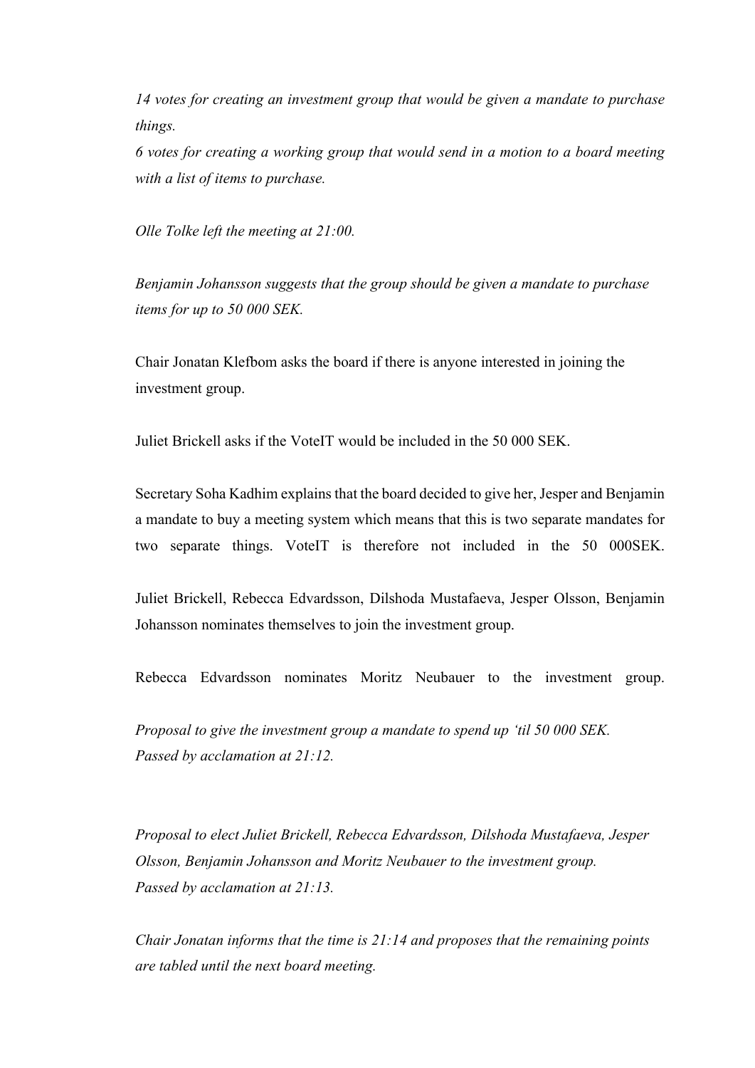*14 votes for creating an investment group that would be given a mandate to purchase things.*
*6 votes for creating a working group that would send in a motion to a board meeting with a list of items to purchase.*

*Olle Tolke left the meeting at 21:00.*

*Benjamin Johansson suggests that the group should be given a mandate to purchase items for up to 50 000 SEK.*

Chair Jonatan Klefbom asks the board if there is anyone interested in joining the investment group.

Juliet Brickell asks if the VoteIT would be included in the 50 000 SEK.

Secretary Soha Kadhim explains that the board decided to give her, Jesper and Benjamin a mandate to buy a meeting system which means that this is two separate mandates for two separate things. VoteIT is therefore not included in the 50 000SEK.

Juliet Brickell, Rebecca Edvardsson, Dilshoda Mustafaeva, Jesper Olsson, Benjamin Johansson nominates themselves to join the investment group.

Rebecca Edvardsson nominates Moritz Neubauer to the investment group.

*Proposal to give the investment group a mandate to spend up 'til 50 000 SEK.*
*Passed by acclamation at 21:12.*

*Proposal to elect Juliet Brickell, Rebecca Edvardsson, Dilshoda Mustafaeva, Jesper Olsson, Benjamin Johansson and Moritz Neubauer to the investment group.*
*Passed by acclamation at 21:13.*

*Chair Jonatan informs that the time is 21:14 and proposes that the remaining points are tabled until the next board meeting.*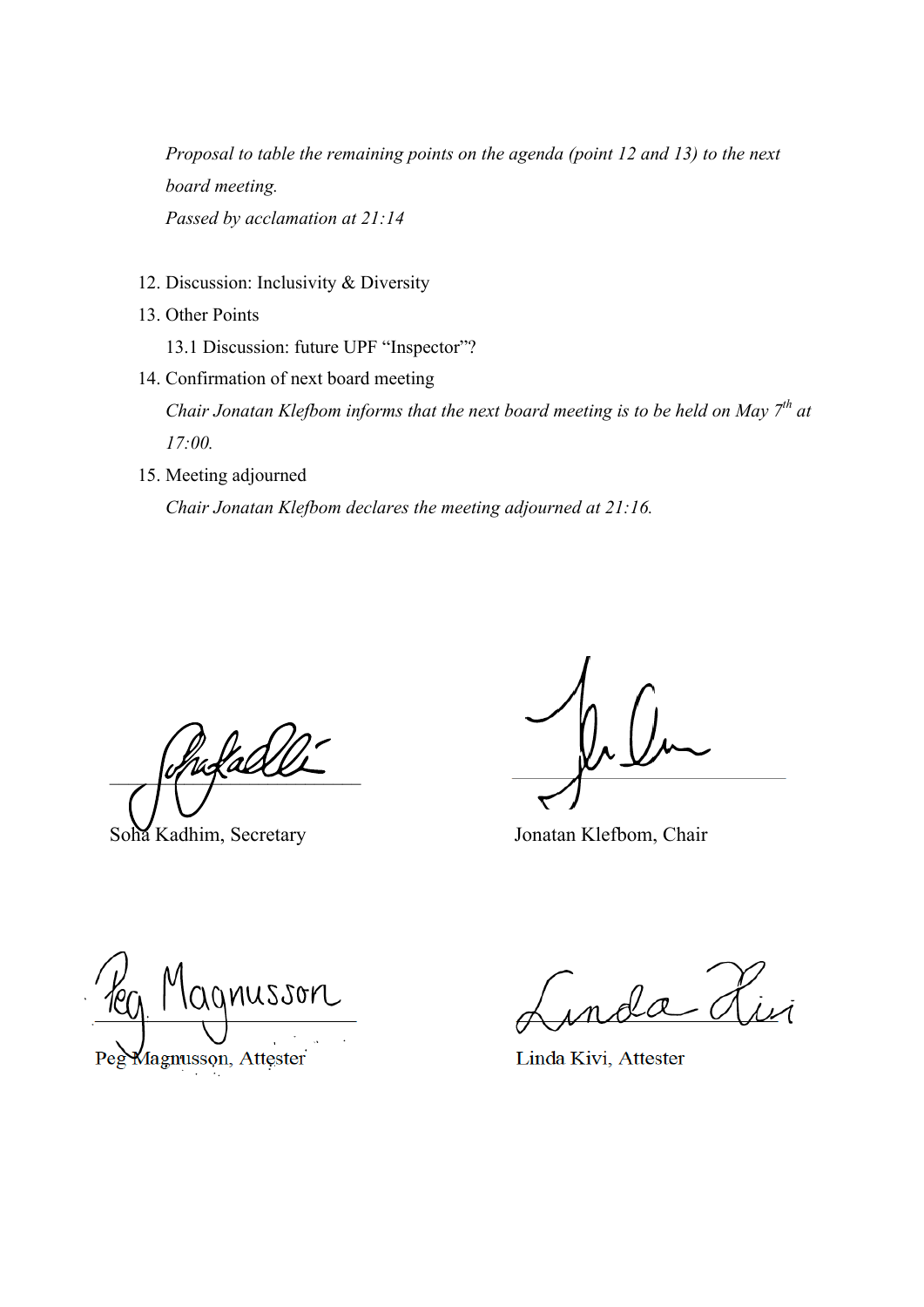*Proposal to table the remaining points on the agenda (point 12 and 13) to the next board meeting.*
*Passed by acclamation at 21:14*

12. Discussion: Inclusivity & Diversity
13. Other Points
    13.1 Discussion: future UPF “Inspector”?
14. Confirmation of next board meeting
    *Chair Jonatan Klefbom informs that the next board meeting is to be held on May 7th at 17:00.*
15. Meeting adjourned
    *Chair Jonatan Klefbom declares the meeting adjourned at 21:16.*

Soha Kadhim, Secretary

Jonatan Klefbom, Chair

Peg Magnusson, Attester

Linda Kivi, Attester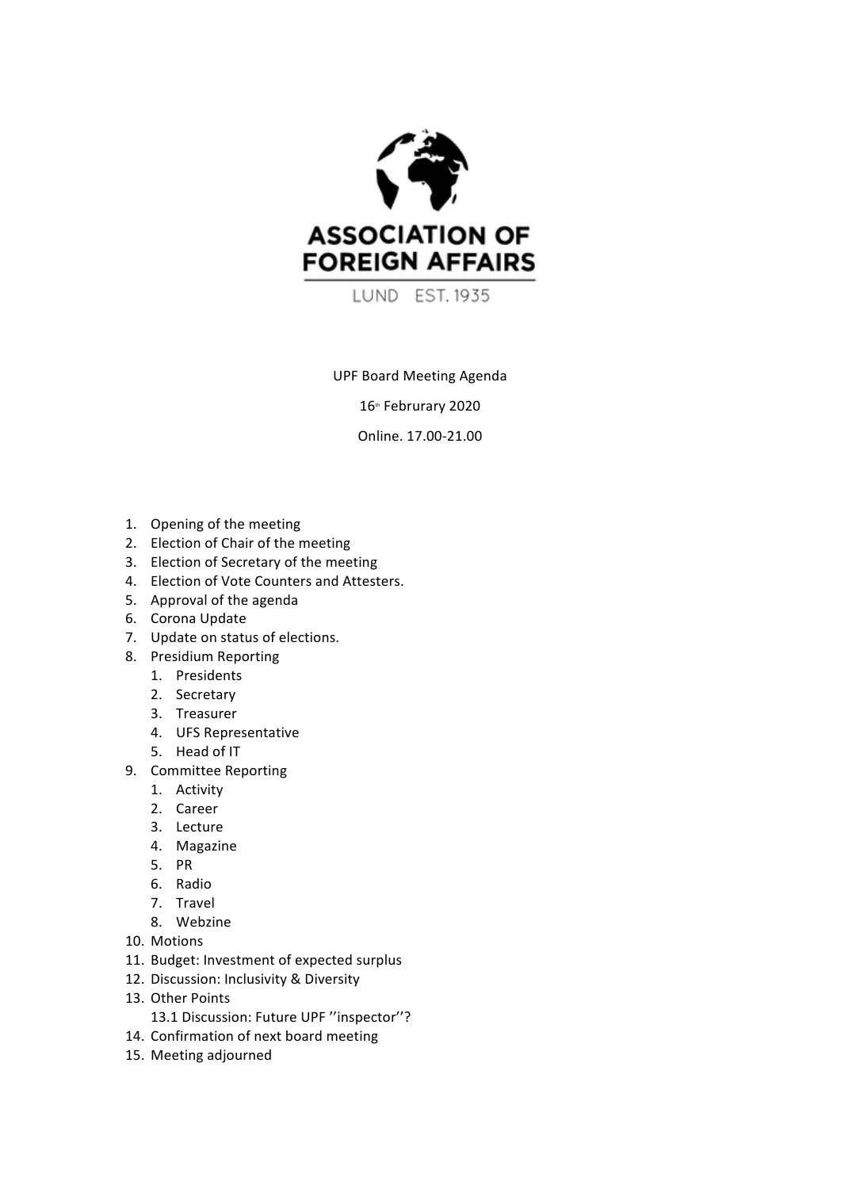ASSOCIATION OF FOREIGN AFFAIRS

LUND EST. 1935

UPF Board Meeting Agenda

16th Februrary 2020

Online. 17.00-21.00

1. Opening of the meeting
2. Election of Chair of the meeting
3. Election of Secretary of the meeting
4. Election of Vote Counters and Attesters.
5. Approval of the agenda
6. Corona Update
7. Update on status of elections.
8. Presidium Reporting
   1. Presidents
   2. Secretary
   3. Treasurer
   4. UFS Representative
   5. Head of IT
9. Committee Reporting
   1. Activity
   2. Career
   3. Lecture
   4. Magazine
   5. PR
   6. Radio
   7. Travel
   8. Webzine
10. Motions
11. Budget: Investment of expected surplus
12. Discussion: Inclusivity & Diversity
13. Other Points
    13.1 Discussion: Future UPF ''inspector''?
14. Confirmation of next board meeting
15. Meeting adjourned